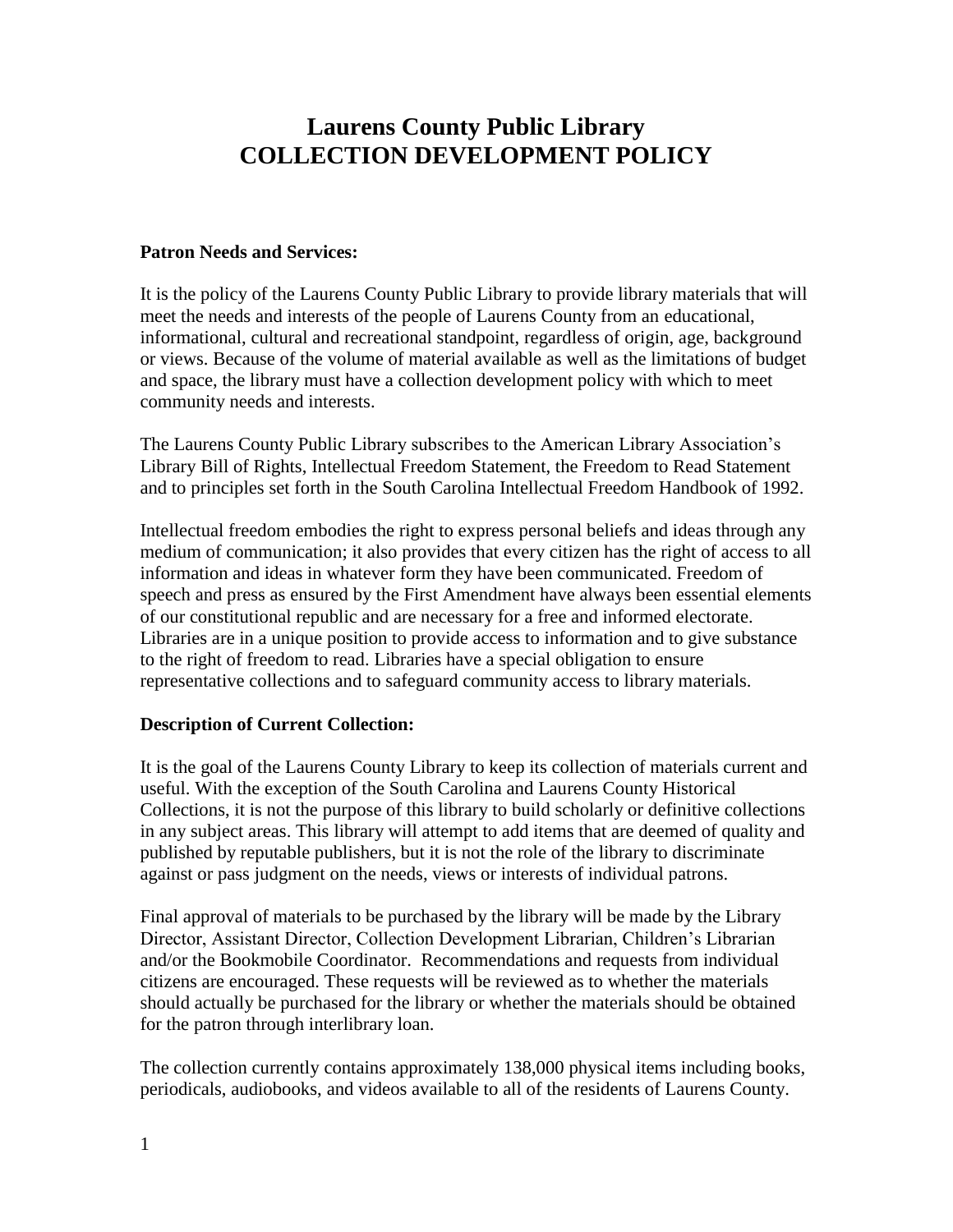# Laurens County Public Library
# COLLECTION DEVELOPMENT POLICY

**Patron Needs and Services:**

It is the policy of the Laurens County Public Library to provide library materials that will meet the needs and interests of the people of Laurens County from an educational, informational, cultural and recreational standpoint, regardless of origin, age, background or views. Because of the volume of material available as well as the limitations of budget and space, the library must have a collection development policy with which to meet community needs and interests.

The Laurens County Public Library subscribes to the American Library Association's Library Bill of Rights, Intellectual Freedom Statement, the Freedom to Read Statement and to principles set forth in the South Carolina Intellectual Freedom Handbook of 1992.

Intellectual freedom embodies the right to express personal beliefs and ideas through any medium of communication; it also provides that every citizen has the right of access to all information and ideas in whatever form they have been communicated. Freedom of speech and press as ensured by the First Amendment have always been essential elements of our constitutional republic and are necessary for a free and informed electorate. Libraries are in a unique position to provide access to information and to give substance to the right of freedom to read. Libraries have a special obligation to ensure representative collections and to safeguard community access to library materials.

**Description of Current Collection:**

It is the goal of the Laurens County Library to keep its collection of materials current and useful. With the exception of the South Carolina and Laurens County Historical Collections, it is not the purpose of this library to build scholarly or definitive collections in any subject areas. This library will attempt to add items that are deemed of quality and published by reputable publishers, but it is not the role of the library to discriminate against or pass judgment on the needs, views or interests of individual patrons.

Final approval of materials to be purchased by the library will be made by the Library Director, Assistant Director, Collection Development Librarian, Children's Librarian and/or the Bookmobile Coordinator. Recommendations and requests from individual citizens are encouraged. These requests will be reviewed as to whether the materials should actually be purchased for the library or whether the materials should be obtained for the patron through interlibrary loan.

The collection currently contains approximately 138,000 physical items including books, periodicals, audiobooks, and videos available to all of the residents of Laurens County.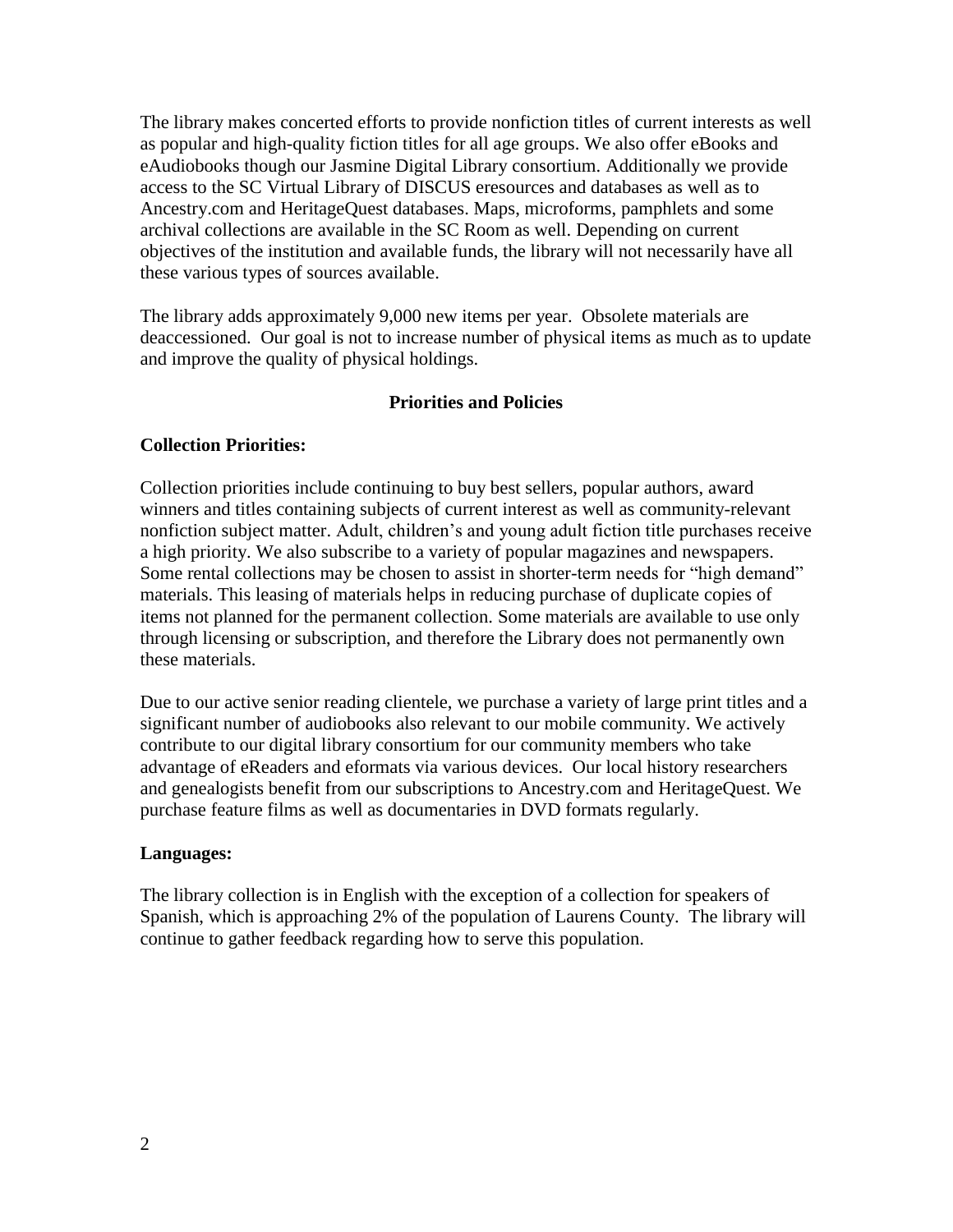The library makes concerted efforts to provide nonfiction titles of current interests as well as popular and high-quality fiction titles for all age groups. We also offer eBooks and eAudiobooks though our Jasmine Digital Library consortium. Additionally we provide access to the SC Virtual Library of DISCUS eresources and databases as well as to Ancestry.com and HeritageQuest databases. Maps, microforms, pamphlets and some archival collections are available in the SC Room as well. Depending on current objectives of the institution and available funds, the library will not necessarily have all these various types of sources available.

The library adds approximately 9,000 new items per year. Obsolete materials are deaccessioned. Our goal is not to increase number of physical items as much as to update and improve the quality of physical holdings.

## Priorities and Policies

### Collection Priorities:

Collection priorities include continuing to buy best sellers, popular authors, award winners and titles containing subjects of current interest as well as community-relevant nonfiction subject matter. Adult, children's and young adult fiction title purchases receive a high priority. We also subscribe to a variety of popular magazines and newspapers. Some rental collections may be chosen to assist in shorter-term needs for "high demand" materials. This leasing of materials helps in reducing purchase of duplicate copies of items not planned for the permanent collection. Some materials are available to use only through licensing or subscription, and therefore the Library does not permanently own these materials.

Due to our active senior reading clientele, we purchase a variety of large print titles and a significant number of audiobooks also relevant to our mobile community. We actively contribute to our digital library consortium for our community members who take advantage of eReaders and eformats via various devices. Our local history researchers and genealogists benefit from our subscriptions to Ancestry.com and HeritageQuest. We purchase feature films as well as documentaries in DVD formats regularly.

### Languages:

The library collection is in English with the exception of a collection for speakers of Spanish, which is approaching 2% of the population of Laurens County. The library will continue to gather feedback regarding how to serve this population.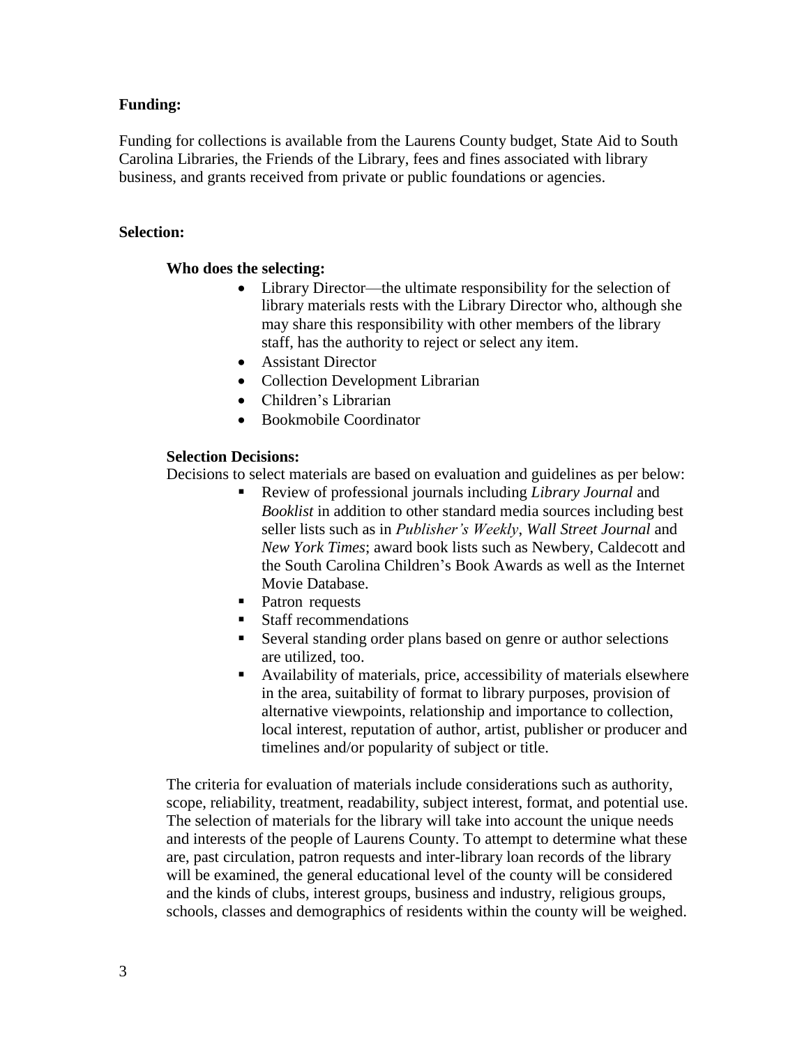**Funding:**

Funding for collections is available from the Laurens County budget, State Aid to South Carolina Libraries, the Friends of the Library, fees and fines associated with library business, and grants received from private or public foundations or agencies.

**Selection:**

**Who does the selecting:**

- Library Director—the ultimate responsibility for the selection of library materials rests with the Library Director who, although she may share this responsibility with other members of the library staff, has the authority to reject or select any item.
- Assistant Director
- Collection Development Librarian
- Children's Librarian
- Bookmobile Coordinator

**Selection Decisions:**

Decisions to select materials are based on evaluation and guidelines as per below:

- Review of professional journals including *Library Journal* and *Booklist* in addition to other standard media sources including best seller lists such as in *Publisher's Weekly*, *Wall Street Journal* and *New York Times*; award book lists such as Newbery, Caldecott and the South Carolina Children's Book Awards as well as the Internet Movie Database.
- Patron requests
- Staff recommendations
- Several standing order plans based on genre or author selections are utilized, too.
- Availability of materials, price, accessibility of materials elsewhere in the area, suitability of format to library purposes, provision of alternative viewpoints, relationship and importance to collection, local interest, reputation of author, artist, publisher or producer and timelines and/or popularity of subject or title.

The criteria for evaluation of materials include considerations such as authority, scope, reliability, treatment, readability, subject interest, format, and potential use. The selection of materials for the library will take into account the unique needs and interests of the people of Laurens County. To attempt to determine what these are, past circulation, patron requests and inter-library loan records of the library will be examined, the general educational level of the county will be considered and the kinds of clubs, interest groups, business and industry, religious groups, schools, classes and demographics of residents within the county will be weighed.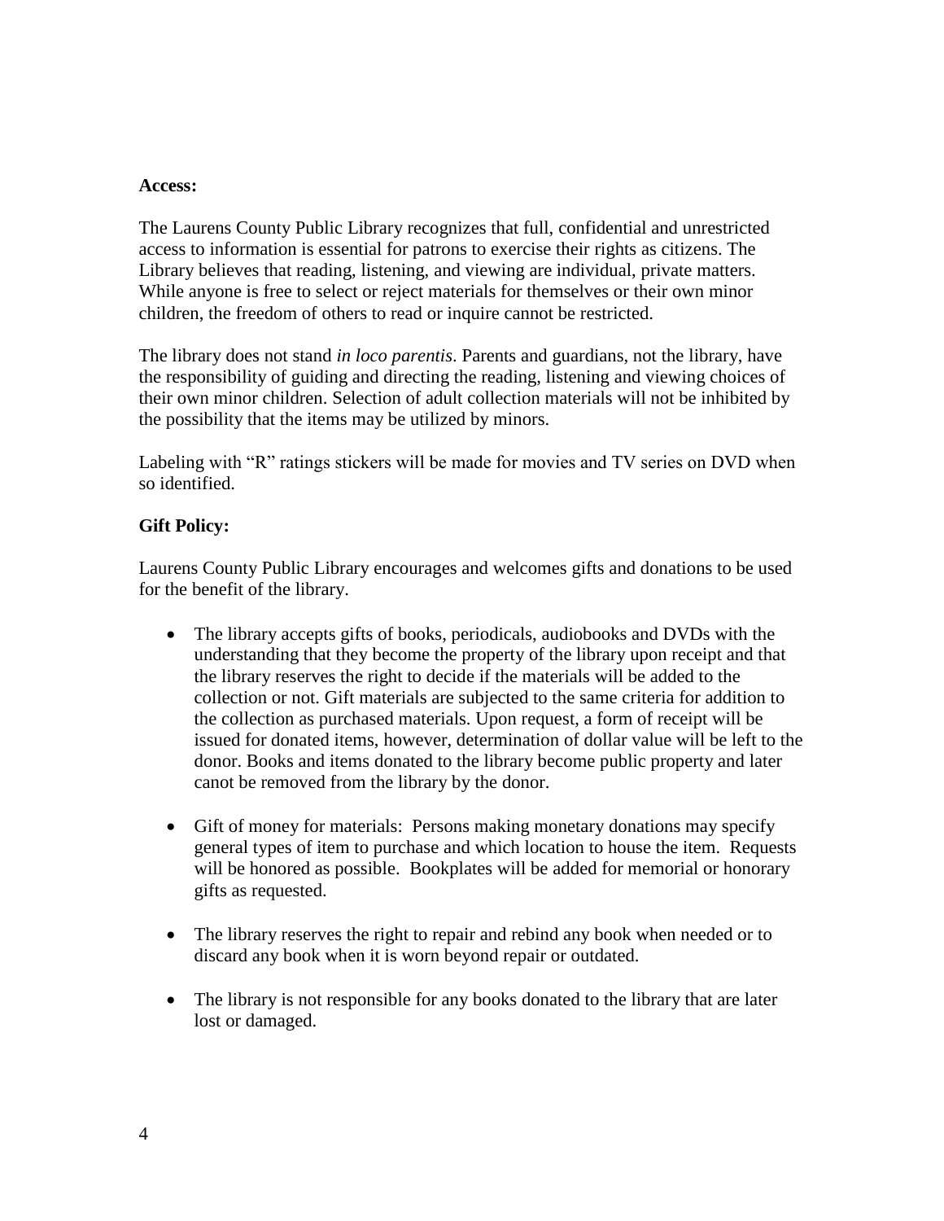**Access:**

The Laurens County Public Library recognizes that full, confidential and unrestricted access to information is essential for patrons to exercise their rights as citizens. The Library believes that reading, listening, and viewing are individual, private matters. While anyone is free to select or reject materials for themselves or their own minor children, the freedom of others to read or inquire cannot be restricted.

The library does not stand *in loco parentis*. Parents and guardians, not the library, have the responsibility of guiding and directing the reading, listening and viewing choices of their own minor children. Selection of adult collection materials will not be inhibited by the possibility that the items may be utilized by minors.

Labeling with "R" ratings stickers will be made for movies and TV series on DVD when so identified.

**Gift Policy:**

Laurens County Public Library encourages and welcomes gifts and donations to be used for the benefit of the library.

- The library accepts gifts of books, periodicals, audiobooks and DVDs with the understanding that they become the property of the library upon receipt and that the library reserves the right to decide if the materials will be added to the collection or not. Gift materials are subjected to the same criteria for addition to the collection as purchased materials. Upon request, a form of receipt will be issued for donated items, however, determination of dollar value will be left to the donor. Books and items donated to the library become public property and later canot be removed from the library by the donor.

- Gift of money for materials: Persons making monetary donations may specify general types of item to purchase and which location to house the item. Requests will be honored as possible. Bookplates will be added for memorial or honorary gifts as requested.

- The library reserves the right to repair and rebind any book when needed or to discard any book when it is worn beyond repair or outdated.

- The library is not responsible for any books donated to the library that are later lost or damaged.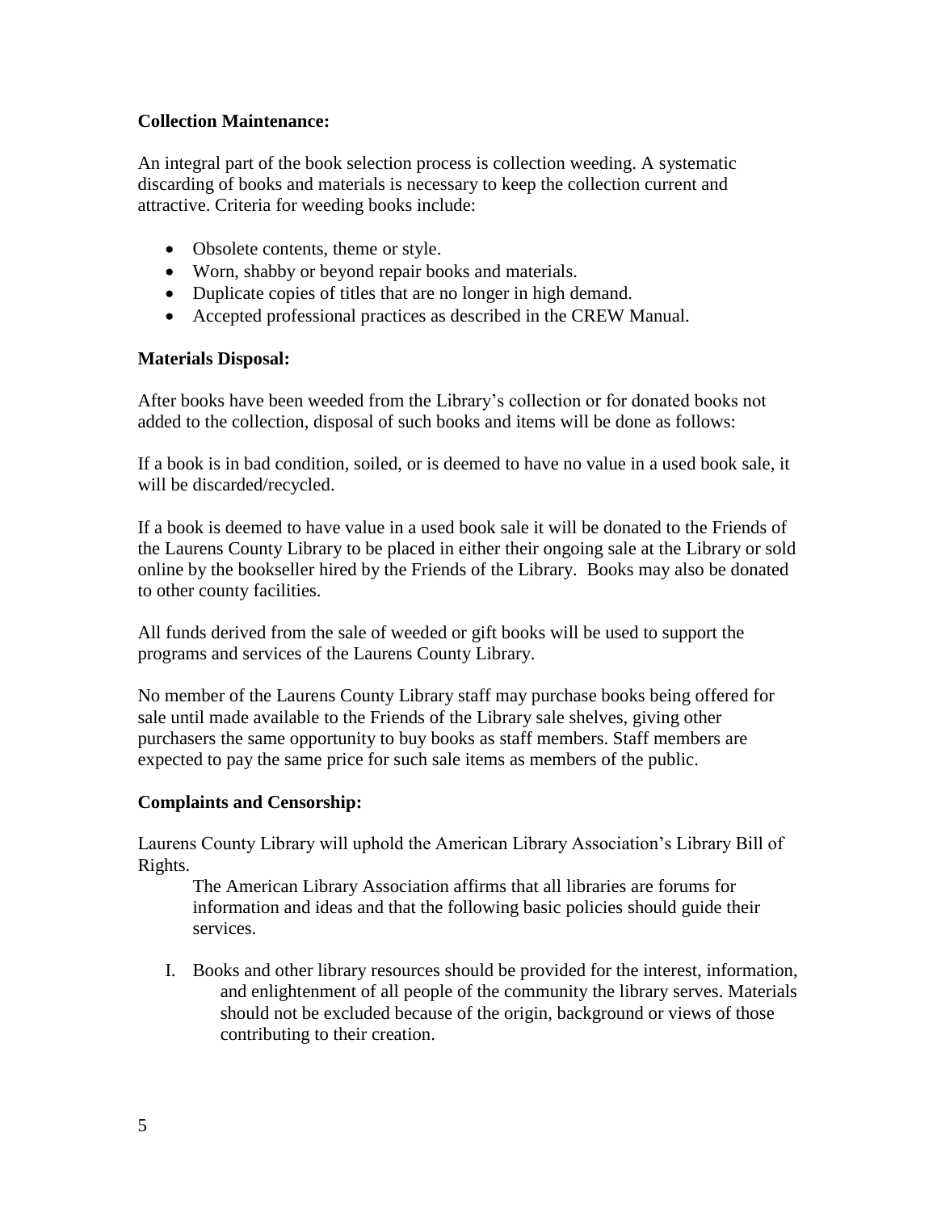**Collection Maintenance:**

An integral part of the book selection process is collection weeding. A systematic discarding of books and materials is necessary to keep the collection current and attractive. Criteria for weeding books include:

- Obsolete contents, theme or style.
- Worn, shabby or beyond repair books and materials.
- Duplicate copies of titles that are no longer in high demand.
- Accepted professional practices as described in the CREW Manual.

**Materials Disposal:**

After books have been weeded from the Library's collection or for donated books not added to the collection, disposal of such books and items will be done as follows:

If a book is in bad condition, soiled, or is deemed to have no value in a used book sale, it will be discarded/recycled.

If a book is deemed to have value in a used book sale it will be donated to the Friends of the Laurens County Library to be placed in either their ongoing sale at the Library or sold online by the bookseller hired by the Friends of the Library. Books may also be donated to other county facilities.

All funds derived from the sale of weeded or gift books will be used to support the programs and services of the Laurens County Library.

No member of the Laurens County Library staff may purchase books being offered for sale until made available to the Friends of the Library sale shelves, giving other purchasers the same opportunity to buy books as staff members. Staff members are expected to pay the same price for such sale items as members of the public.

**Complaints and Censorship:**

Laurens County Library will uphold the American Library Association's Library Bill of Rights.

> The American Library Association affirms that all libraries are forums for information and ideas and that the following basic policies should guide their services.

I. Books and other library resources should be provided for the interest, information, and enlightenment of all people of the community the library serves. Materials should not be excluded because of the origin, background or views of those contributing to their creation.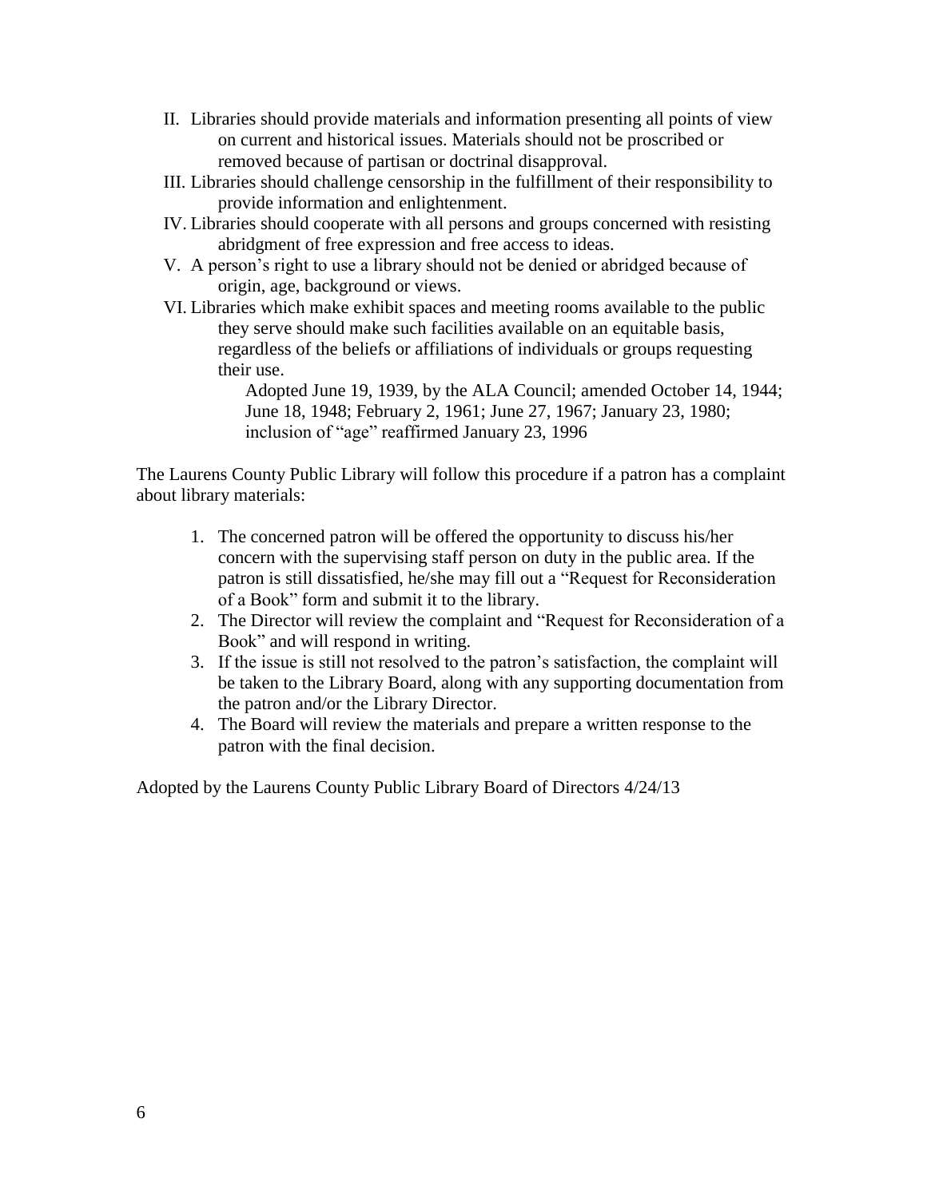II. Libraries should provide materials and information presenting all points of view on current and historical issues. Materials should not be proscribed or removed because of partisan or doctrinal disapproval.

III. Libraries should challenge censorship in the fulfillment of their responsibility to provide information and enlightenment.

IV. Libraries should cooperate with all persons and groups concerned with resisting abridgment of free expression and free access to ideas.

V. A person's right to use a library should not be denied or abridged because of origin, age, background or views.

VI. Libraries which make exhibit spaces and meeting rooms available to the public they serve should make such facilities available on an equitable basis, regardless of the beliefs or affiliations of individuals or groups requesting their use.

Adopted June 19, 1939, by the ALA Council; amended October 14, 1944; June 18, 1948; February 2, 1961; June 27, 1967; January 23, 1980; inclusion of "age" reaffirmed January 23, 1996

The Laurens County Public Library will follow this procedure if a patron has a complaint about library materials:

1. The concerned patron will be offered the opportunity to discuss his/her concern with the supervising staff person on duty in the public area. If the patron is still dissatisfied, he/she may fill out a "Request for Reconsideration of a Book" form and submit it to the library.
2. The Director will review the complaint and "Request for Reconsideration of a Book" and will respond in writing.
3. If the issue is still not resolved to the patron's satisfaction, the complaint will be taken to the Library Board, along with any supporting documentation from the patron and/or the Library Director.
4. The Board will review the materials and prepare a written response to the patron with the final decision.

Adopted by the Laurens County Public Library Board of Directors 4/24/13